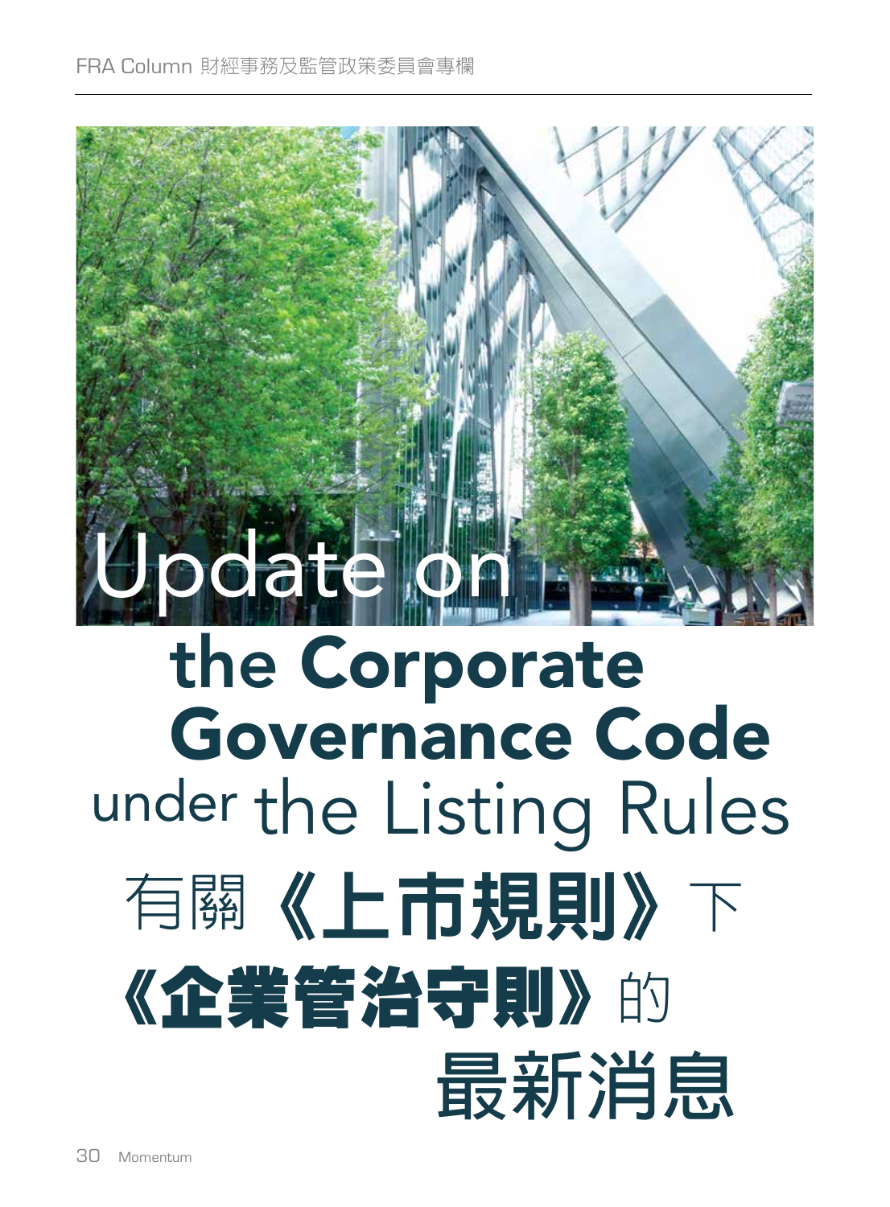# Update on the Corporate Governance Code under the Listing Rules

# 有關《上市規則》下《企業管治守則》的最新消息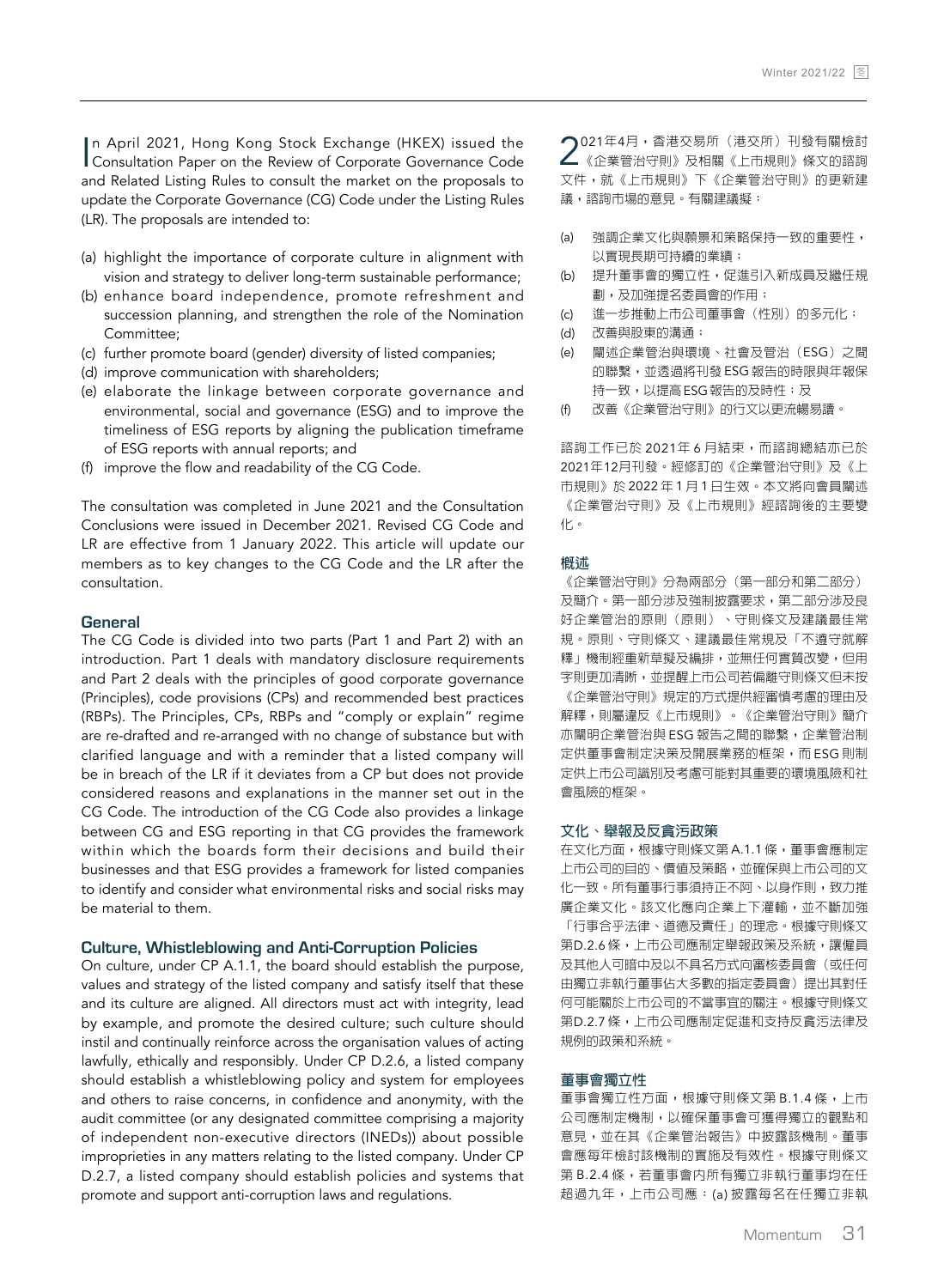In April 2021, Hong Kong Stock Exchange (HKEX) issued the Consultation Paper on the Review of Corporate Governance Code and Related Listing Rules to consult the market on the proposals to update the Corporate Governance (CG) Code under the Listing Rules (LR). The proposals are intended to:

(a) highlight the importance of corporate culture in alignment with vision and strategy to deliver long-term sustainable performance;
(b) enhance board independence, promote refreshment and succession planning, and strengthen the role of the Nomination Committee;
(c) further promote board (gender) diversity of listed companies;
(d) improve communication with shareholders;
(e) elaborate the linkage between corporate governance and environmental, social and governance (ESG) and to improve the timeliness of ESG reports by aligning the publication timeframe of ESG reports with annual reports; and
(f) improve the flow and readability of the CG Code.

The consultation was completed in June 2021 and the Consultation Conclusions were issued in December 2021. Revised CG Code and LR are effective from 1 January 2022. This article will update our members as to key changes to the CG Code and the LR after the consultation.

## General

The CG Code is divided into two parts (Part 1 and Part 2) with an introduction. Part 1 deals with mandatory disclosure requirements and Part 2 deals with the principles of good corporate governance (Principles), code provisions (CPs) and recommended best practices (RBPs). The Principles, CPs, RBPs and "comply or explain" regime are re-drafted and re-arranged with no change of substance but with clarified language and with a reminder that a listed company will be in breach of the LR if it deviates from a CP but does not provide considered reasons and explanations in the manner set out in the CG Code. The introduction of the CG Code also provides a linkage between CG and ESG reporting in that CG provides the framework within which the boards form their decisions and build their businesses and that ESG provides a framework for listed companies to identify and consider what environmental risks and social risks may be material to them.

## Culture, Whistleblowing and Anti-Corruption Policies

On culture, under CP A.1.1, the board should establish the purpose, values and strategy of the listed company and satisfy itself that these and its culture are aligned. All directors must act with integrity, lead by example, and promote the desired culture; such culture should instil and continually reinforce across the organisation values of acting lawfully, ethically and responsibly. Under CP D.2.6, a listed company should establish a whistleblowing policy and system for employees and others to raise concerns, in confidence and anonymity, with the audit committee (or any designated committee comprising a majority of independent non-executive directors (INEDs)) about possible improprieties in any matters relating to the listed company. Under CP D.2.7, a listed company should establish policies and systems that promote and support anti-corruption laws and regulations.

2021年4月，香港交易所（港交所）刊發有關檢討《企業管治守則》及相關《上市規則》條文的諮詢文件，就《上市規則》下《企業管治守則》的更新建議，諮詢市場的意見。有關建議擬：

(a) 強調企業文化與願景和策略保持一致的重要性，以實現長期可持續的業績；
(b) 提升董事會的獨立性，促進引入新成員及繼任規劃，及加強提名委員會的作用；
(c) 進一步推動上市公司董事會（性別）的多元化；
(d) 改善與股東的溝通；
(e) 闡述企業管治與環境、社會及管治（ESG）之間的聯繫，並透過將刊發ESG報告的時限與年報保持一致，以提高ESG報告的及時性；及
(f) 改善《企業管治守則》的行文以更流暢易讀。

諮詢工作已於2021年6月結束，而諮詢總結亦已於2021年12月刊發。經修訂的《企業管治守則》及《上市規則》於2022年1月1日生效。本文將向會員闡述《企業管治守則》及《上市規則》經諮詢後的主要變化。

## 概述

《企業管治守則》分為兩部分（第一部分和第二部分）及簡介。第一部分涉及強制披露要求，第二部分涉及良好企業管治的原則（原則）、守則條文及建議最佳常規。原則、守則條文、建議最佳常規及「不遵守就解釋」機制經重新草擬及編排，並無任何實質改變，但用字則更加清晰，並提醒上市公司若偏離守則條文但未按《企業管治守則》規定的方式提供經審慎考慮的理由及解釋，則屬違反《上市規則》。《企業管治守則》簡介亦闡明企業管治與ESG報告之間的聯繫，企業管治制定供董事會制定決策及開展業務的框架，而ESG則制定供上市公司識別及考慮可能對其重要的環境風險和社會風險的框架。

## 文化、舉報及反貪污政策

在文化方面，根據守則條文第A.1.1條，董事會應制定上市公司的目的、價值及策略，並確保與上市公司的文化一致。所有董事行事須持正不阿、以身作則，致力推廣企業文化。該文化應向企業上下灌輸，並不斷加強「行事合乎法律、道德及責任」的理念。根據守則條文第D.2.6條，上市公司應制定舉報政策及系統，讓僱員及其他人可暗中及以不具名方式向審核委員會（或任何由獨立非執行董事佔大多數的指定委員會）提出其對任何可能關於上市公司的不當事宜的關注。根據守則條文第D.2.7條，上市公司應制定促進和支持反貪污法律及規例的政策和系統。

## 董事會獨立性

董事會獨立性方面，根據守則條文第B.1.4條，上市公司應制定機制，以確保董事會可獲得獨立的觀點和意見，並在其《企業管治報告》中披露該機制。董事會應每年檢討該機制的實施及有效性。根據守則條文第B.2.4條，若董事會內所有獨立非執行董事均在任超過九年，上市公司應：(a) 披露每名在任獨立非執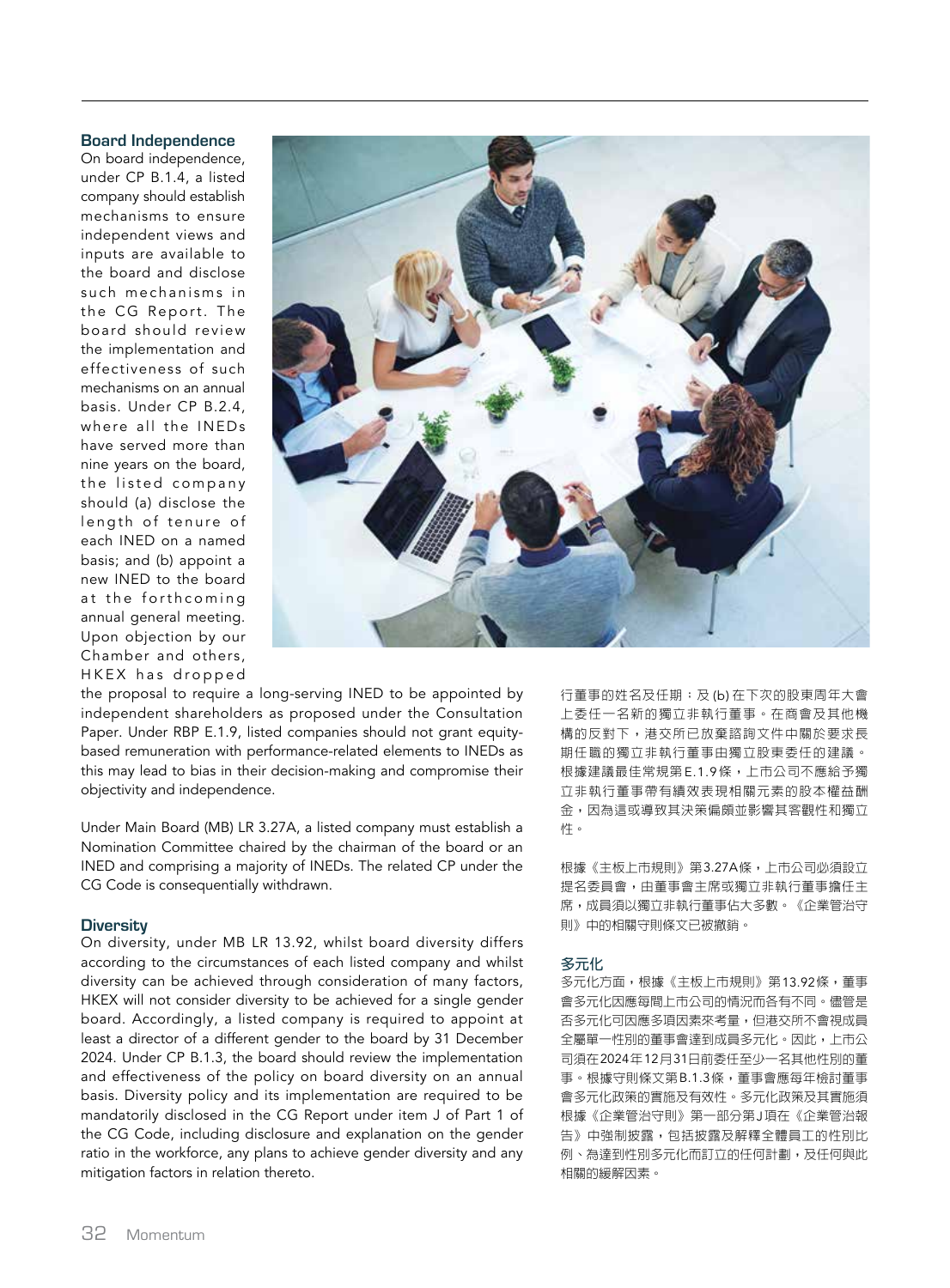### Board Independence

On board independence, under CP B.1.4, a listed company should establish mechanisms to ensure independent views and inputs are available to the board and disclose such mechanisms in the CG Report. The board should review the implementation and effectiveness of such mechanisms on an annual basis. Under CP B.2.4, where all the INEDs have served more than nine years on the board, the listed company should (a) disclose the length of tenure of each INED on a named basis; and (b) appoint a new INED to the board at the forthcoming annual general meeting. Upon objection by our Chamber and others, HKEX has dropped the proposal to require a long-serving INED to be appointed by independent shareholders as proposed under the Consultation Paper. Under RBP E.1.9, listed companies should not grant equity-based remuneration with performance-related elements to INEDs as this may lead to bias in their decision-making and compromise their objectivity and independence.

Under Main Board (MB) LR 3.27A, a listed company must establish a Nomination Committee chaired by the chairman of the board or an INED and comprising a majority of INEDs. The related CP under the CG Code is consequentially withdrawn.

### Diversity

On diversity, under MB LR 13.92, whilst board diversity differs according to the circumstances of each listed company and whilst diversity can be achieved through consideration of many factors, HKEX will not consider diversity to be achieved for a single gender board. Accordingly, a listed company is required to appoint at least a director of a different gender to the board by 31 December 2024. Under CP B.1.3, the board should review the implementation and effectiveness of the policy on board diversity on an annual basis. Diversity policy and its implementation are required to be mandatorily disclosed in the CG Report under item J of Part 1 of the CG Code, including disclosure and explanation on the gender ratio in the workforce, any plans to achieve gender diversity and any mitigation factors in relation thereto.

行董事的姓名及任期；及 (b) 在下次的股東周年大會上委任一名新的獨立非執行董事。在商會及其他機構的反對下，港交所已放棄諮詢文件中關於要求長期任職的獨立非執行董事由獨立股東委任的建議。根據建議最佳常規第E.1.9條，上市公司不應給予獨立非執行董事帶有績效表現相關元素的股本權益酬金，因為這或導致其決策偏頗並影響其客觀性和獨立性。

根據《主板上市規則》第3.27A條，上市公司必須設立提名委員會，由董事會主席或獨立非執行董事擔任主席，成員須以獨立非執行董事佔大多數。《企業管治守則》中的相關守則條文已被撤銷。

### 多元化

多元化方面，根據《主板上市規則》第13.92條，董事會多元化因應每間上市公司的情況而各有不同。儘管是否多元化可因應多項因素來考量，但港交所不會視成員全屬單一性別的董事會達到成員多元化。因此，上市公司須在2024年12月31日前委任至少一名其他性別的董事。根據守則條文第B.1.3條，董事會應每年檢討董事會多元化政策的實施及有效性。多元化政策及其實施須根據《企業管治守則》第一部分第J項在《企業管治報告》中強制披露，包括披露及解釋全體員工的性別比例、為達到性別多元化而訂立的任何計劃，及任何與此相關的緩解因素。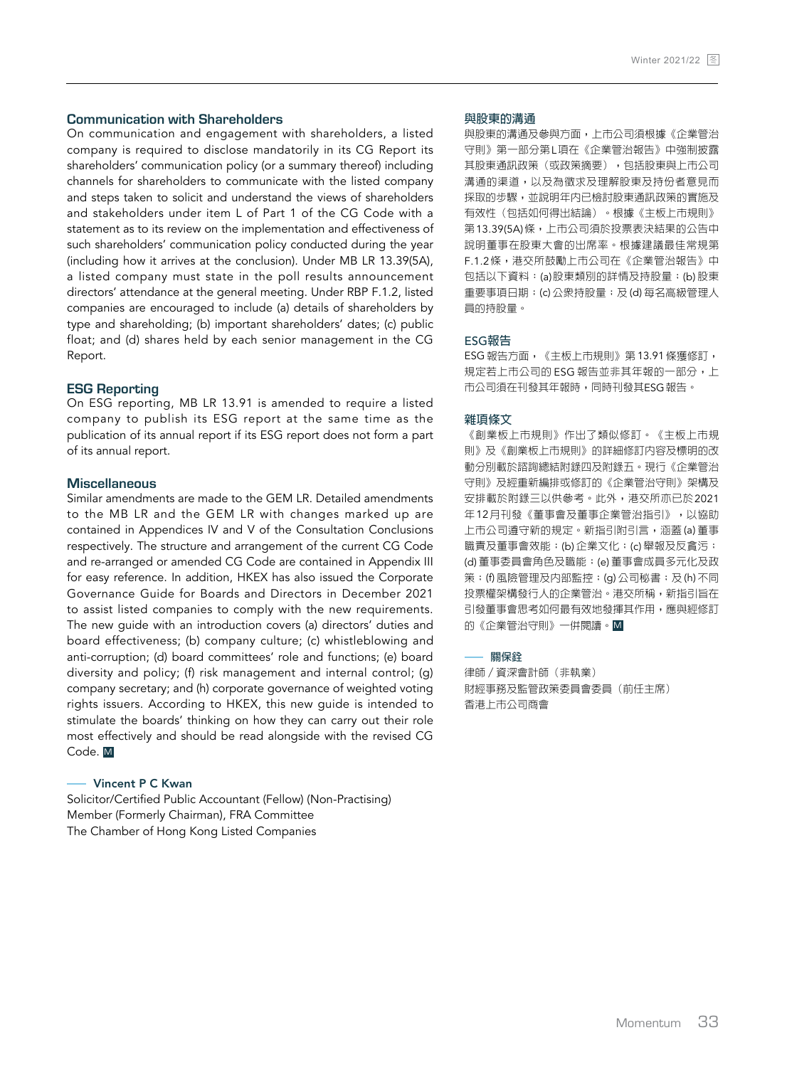## Communication with Shareholders

On communication and engagement with shareholders, a listed company is required to disclose mandatorily in its CG Report its shareholders' communication policy (or a summary thereof) including channels for shareholders to communicate with the listed company and steps taken to solicit and understand the views of shareholders and stakeholders under item L of Part 1 of the CG Code with a statement as to its review on the implementation and effectiveness of such shareholders' communication policy conducted during the year (including how it arrives at the conclusion). Under MB LR 13.39(5A), a listed company must state in the poll results announcement directors' attendance at the general meeting. Under RBP F.1.2, listed companies are encouraged to include (a) details of shareholders by type and shareholding; (b) important shareholders' dates; (c) public float; and (d) shares held by each senior management in the CG Report.

## ESG Reporting

On ESG reporting, MB LR 13.91 is amended to require a listed company to publish its ESG report at the same time as the publication of its annual report if its ESG report does not form a part of its annual report.

## Miscellaneous

Similar amendments are made to the GEM LR. Detailed amendments to the MB LR and the GEM LR with changes marked up are contained in Appendices IV and V of the Consultation Conclusions respectively. The structure and arrangement of the current CG Code and re-arranged or amended CG Code are contained in Appendix III for easy reference. In addition, HKEX has also issued the Corporate Governance Guide for Boards and Directors in December 2021 to assist listed companies to comply with the new requirements. The new guide with an introduction covers (a) directors' duties and board effectiveness; (b) company culture; (c) whistleblowing and anti-corruption; (d) board committees' role and functions; (e) board diversity and policy; (f) risk management and internal control; (g) company secretary; and (h) corporate governance of weighted voting rights issuers. According to HKEX, this new guide is intended to stimulate the boards' thinking on how they can carry out their role most effectively and should be read alongside with the revised CG Code. M

—— **Vincent P C Kwan**

Solicitor/Certified Public Accountant (Fellow) (Non-Practising)
Member (Formerly Chairman), FRA Committee
The Chamber of Hong Kong Listed Companies

## 與股東的溝通

與股東的溝通及參與方面，上市公司須根據《企業管治守則》第一部分第L項在《企業管治報告》中強制披露其股東通訊政策（或政策摘要），包括股東與上市公司溝通的渠道，以及為徵求及理解股東及持份者意見而採取的步驟，並說明年內已檢討股東通訊政策的實施及有效性（包括如何得出結論）。根據《主板上市規則》第13.39(5A)條，上市公司須於投票表決結果的公告中說明董事在股東大會的出席率。根據建議最佳常規第F.1.2條，港交所鼓勵上市公司在《企業管治報告》中包括以下資料：(a)股東類別的詳情及持股量；(b)股東重要事項日期；(c)公眾持股量；及(d)每名高級管理人員的持股量。

## ESG報告

ESG報告方面，《主板上市規則》第13.91條獲修訂，規定若上市公司的ESG報告並非其年報的一部分，上市公司須在刊發其年報時，同時刊發其ESG報告。

## 雜項條文

《創業板上市規則》作出了類似修訂。《主板上市規則》及《創業板上市規則》的詳細修訂內容及標明的改動分別載於諮詢總結附錄四及附錄五。現行《企業管治守則》及經重新編排或修訂的《企業管治守則》架構及安排載於附錄三以供參考。此外，港交所亦已於2021年12月刊發《董事會及董事企業管治指引》，以協助上市公司遵守新的規定。新指引附引言，涵蓋(a)董事職責及董事會效能；(b)企業文化；(c)舉報及反貪污；(d)董事委員會角色及職能；(e)董事會成員多元化及政策；(f)風險管理及內部監控；(g)公司秘書；及(h)不同投票權架構發行人的企業管治。港交所稱，新指引旨在引發董事會思考如何最有效地發揮其作用，應與經修訂的《企業管治守則》一併閱讀。M

—— **關保銓**

律師／資深會計師（非執業）
財經事務及監管政策委員會委員（前任主席）
香港上市公司商會